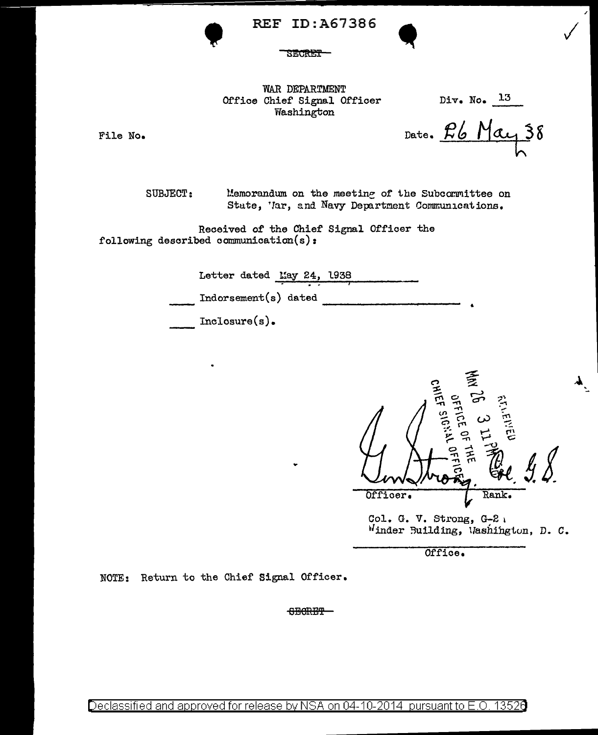REF ID:A67386

~~SECRET~~

WAR DEPARTMENT
Office Chief Signal Officer
Washington

Div. No. 13

File No.

Date. 26 May 38

SUBJECT: Memorandum on the meeting of the Subcommittee on State, War, and Navy Department Communications.

Received of the Chief Signal Officer the following described communication(s):

Letter dated May 24, 1938

____ Indorsement(s) dated ____________________.

____ Inclosure(s).

RECEIVED
MAY 26 3 11 PM
OFFICE OF THE
CHIEF SIGNAL OFFICER

Geo. Strong. Col. G.S.

Officer. Rank.

Col. G. V. Strong, G-2
Winder Building, Washington, D. C.

Office.

NOTE: Return to the Chief Signal Officer.

~~SECRET~~

Declassified and approved for release by NSA on 04-10-2014 pursuant to E.O. 13526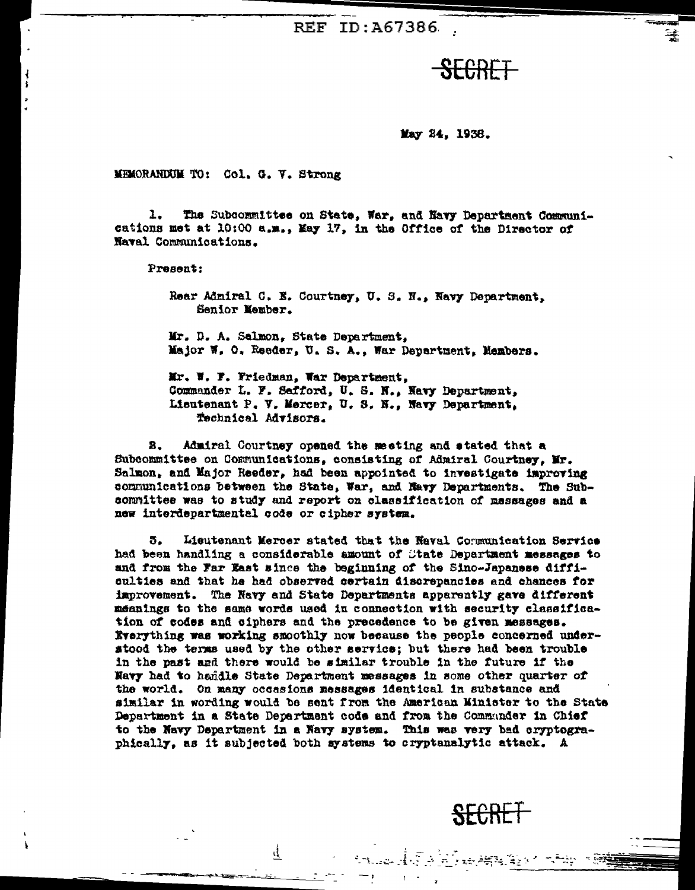REF ID:A67386

SECRET

May 24, 1938.

MEMORANDUM TO: Col. G. V. Strong

1. The Subcommittee on State, War, and Navy Department Communications met at 10:00 a.m., May 17, in the Office of the Director of Naval Communications.

Present:

Rear Admiral C. E. Courtney, U. S. N., Navy Department, Senior Member.

Mr. D. A. Salmon, State Department,
Major W. O. Reeder, U. S. A., War Department, Members.

Mr. W. F. Friedman, War Department,
Commander L. F. Safford, U. S. N., Navy Department,
Lieutenant P. V. Mercer, U. S. N., Navy Department,
Technical Advisors.

2. Admiral Courtney opened the meeting and stated that a Subcommittee on Communications, consisting of Admiral Courtney, Mr. Salmon, and Major Reeder, had been appointed to investigate improving communications between the State, War, and Navy Departments. The Subcommittee was to study and report on classification of messages and a new interdepartmental code or cipher system.

3. Lieutenant Mercer stated that the Naval Communication Service had been handling a considerable amount of State Department messages to and from the Far East since the beginning of the Sino-Japanese difficulties and that he had observed certain discrepancies and chances for improvement. The Navy and State Departments apparently gave different meanings to the same words used in connection with security classification of codes and ciphers and the precedence to be given messages. Everything was working smoothly now because the people concerned understood the terms used by the other service; but there had been trouble in the past and there would be similar trouble in the future if the Navy had to handle State Department messages in some other quarter of the world. On many occasions messages identical in substance and similar in wording would be sent from the American Minister to the State Department in a State Department code and from the Commander in Chief to the Navy Department in a Navy system. This was very bad cryptographically, as it subjected both systems to cryptanalytic attack. A

SECRET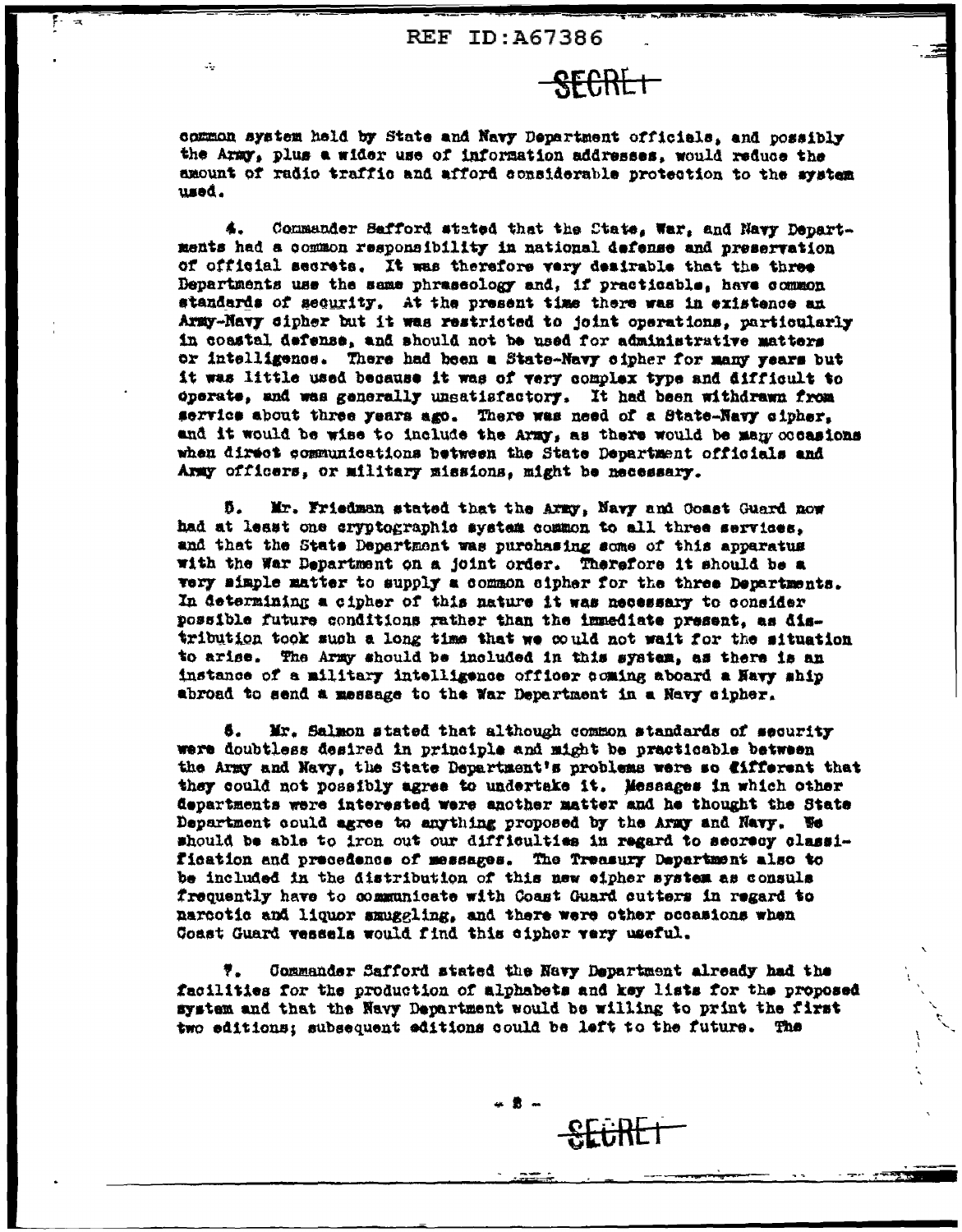common system held by State and Navy Department officials, and possibly the Army, plus a wider use of information addresses, would reduce the amount of radio traffic and afford considerable protection to the system used.

4. Commander Safford stated that the State, War, and Navy Departments had a common responsibility in national defense and preservation of official secrets. It was therefore very desirable that the three Departments use the same phraseology and, if practicable, have common standards of security. At the present time there was in existence an Army-Navy cipher but it was restricted to joint operations, particularly in coastal defense, and should not be used for administrative matters or intelligence. There had been a State-Navy cipher for many years but it was little used because it was of very complex type and difficult to operate, and was generally unsatisfactory. It had been withdrawn from service about three years ago. There was need of a State-Navy cipher, and it would be wise to include the Army, as there would be many occasions when direct communications between the State Department officials and Army officers, or military missions, might be necessary.

5. Mr. Friedman stated that the Army, Navy and Coast Guard now had at least one cryptographic system common to all three services, and that the State Department was purchasing some of this apparatus with the War Department on a joint order. Therefore it should be a very simple matter to supply a common cipher for the three Departments. In determining a cipher of this nature it was necessary to consider possible future conditions rather than the immediate present, as distribution took such a long time that we could not wait for the situation to arise. The Army should be included in this system, as there is an instance of a military intelligence officer coming aboard a Navy ship abroad to send a message to the War Department in a Navy cipher.

6. Mr. Salmon stated that although common standards of security were doubtless desired in principle and might be practicable between the Army and Navy, the State Department's problems were so different that they could not possibly agree to undertake it. Messages in which other departments were interested were another matter and he thought the State Department could agree to anything proposed by the Army and Navy. We should be able to iron out our difficulties in regard to secrecy classification and precedence of messages. The Treasury Department also to be included in the distribution of this new cipher system as consuls frequently have to communicate with Coast Guard cutters in regard to narcotic and liquor smuggling, and there were other occasions when Coast Guard vessels would find this cipher very useful.

7. Commander Safford stated the Navy Department already had the facilities for the production of alphabets and key lists for the proposed system and that the Navy Department would be willing to print the first two editions; subsequent editions could be left to the future. The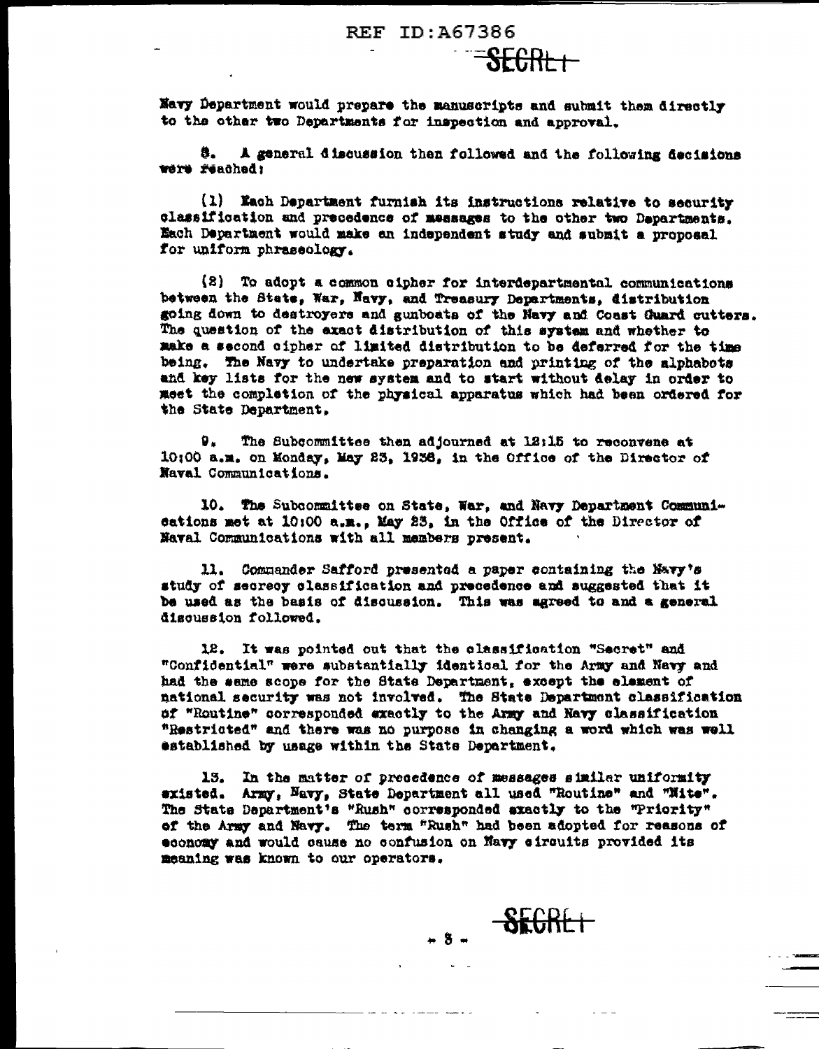Navy Department would prepare the manuscripts and submit them directly to the other two Departments for inspection and approval.

8. A general discussion then followed and the following decisions were reached:

(1) Each Department furnish its instructions relative to security classification and precedence of messages to the other two Departments. Each Department would make an independent study and submit a proposal for uniform phraseology.

(2) To adopt a common cipher for interdepartmental communications between the State, War, Navy, and Treasury Departments, distribution going down to destroyers and gunboats of the Navy and Coast Guard cutters. The question of the exact distribution of this system and whether to make a second cipher of limited distribution to be deferred for the time being. The Navy to undertake preparation and printing of the alphabets and key lists for the new system and to start without delay in order to meet the completion of the physical apparatus which had been ordered for the State Department.

9. The Subcommittee then adjourned at 12:15 to reconvene at 10:00 a.m. on Monday, May 23, 1938, in the Office of the Director of Naval Communications.

10. The Subcommittee on State, War, and Navy Department Communications met at 10:00 a.m., May 23, in the Office of the Director of Naval Communications with all members present.

11. Commander Safford presented a paper containing the Navy's study of secrecy classification and precedence and suggested that it be used as the basis of discussion. This was agreed to and a general discussion followed.

12. It was pointed out that the classification "Secret" and "Confidential" were substantially identical for the Army and Navy and had the same scope for the State Department, except the element of national security was not involved. The State Department classification of "Routine" corresponded exactly to the Army and Navy classification "Restricted" and there was no purpose in changing a word which was well established by usage within the State Department.

13. In the matter of precedence of messages similar uniformity existed. Army, Navy, State Department all used "Routine" and "Nite". The State Department's "Rush" corresponded exactly to the "Priority" of the Army and Navy. The term "Rush" had been adopted for reasons of economy and would cause no confusion on Navy circuits provided its meaning was known to our operators.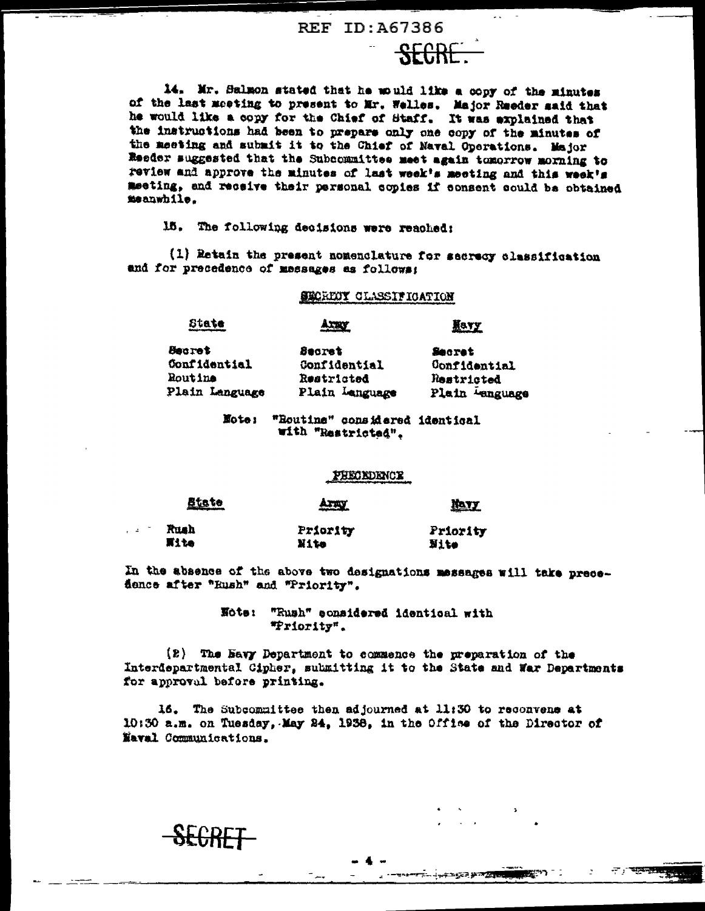REF ID:A67386

SECRET

14. Mr. Salmon stated that he would like a copy of the minutes of the last meeting to present to Mr. Welles. Major Reeder said that he would like a copy for the Chief of Staff. It was explained that the instructions had been to prepare only one copy of the minutes of the meeting and submit it to the Chief of Naval Operations. Major Reeder suggested that the Subcommittee meet again tomorrow morning to review and approve the minutes of last week's meeting and this week's meeting, and receive their personal copies if consent could be obtained meanwhile.

15. The following decisions were reached:

(1) Retain the present nomenclature for secrecy classification and for precedence of messages as follows:

**SECRECY CLASSIFICATION**

| State | Army | Navy |
|---|---|---|
| Secret | Secret | Secret |
| Confidential | Confidential | Confidential |
| Routine | Restricted | Restricted |
| Plain Language | Plain Language | Plain Language |

Note: "Routine" considered identical with "Restricted".

**PRECEDENCE**

| State | Army | Navy |
|---|---|---|
| Rush | Priority | Priority |
| Nite | Nite | Nite |

In the absence of the above two designations messages will take precedence after "Rush" and "Priority".

Note: "Rush" considered identical with "Priority".

(2) The Navy Department to commence the preparation of the Interdepartmental Cipher, submitting it to the State and War Departments for approval before printing.

16. The Subcommittee then adjourned at 11:30 to reconvene at 10:30 a.m. on Tuesday, May 24, 1938, in the Office of the Director of Naval Communications.

SECRET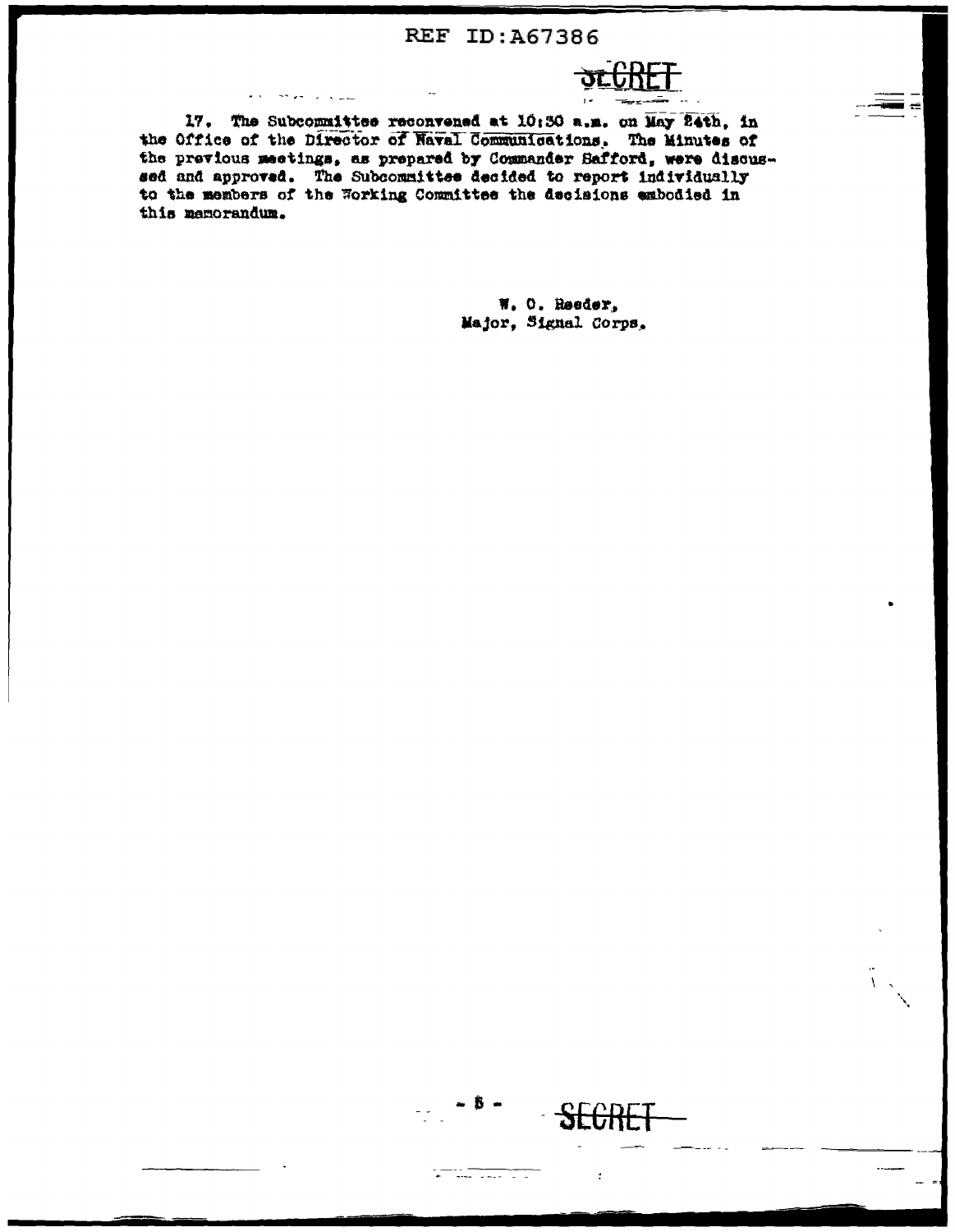SECRET

17. The Subcommittee reconvened at 10:30 a.m. on May 24th, in the Office of the Director of Naval Communications. The Minutes of the previous meetings, as prepared by Commander Safford, were discussed and approved. The Subcommittee decided to report individually to the members of the Working Committee the decisions embodied in this memorandum.

W. O. Reeder,
Major, Signal Corps.

SECRET